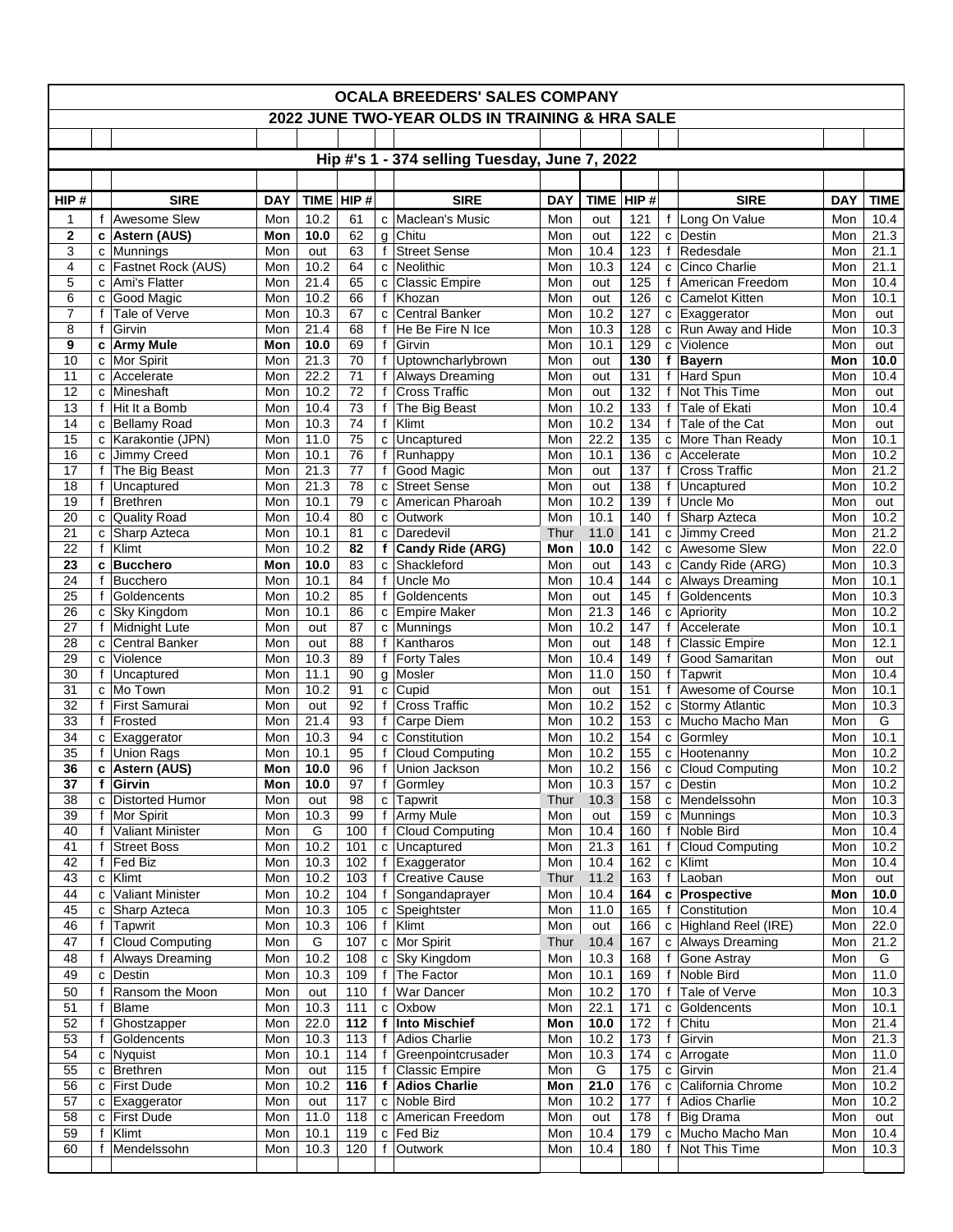# OCALA BREEDERS' SALES COMPANY

## 2022 JUNE TWO-YEAR OLDS IN TRAINING & HRA SALE

### Hip #'s 1 - 374 selling Tuesday, June 7, 2022

| HIP # | | SIRE | DAY | TIME | HIP # | | SIRE | DAY | TIME | HIP # | | SIRE | DAY | TIME |
|---|---|---|---|---|---|---|---|---|---|---|---|---|---|---|
| 1 | f | Awesome Slew | Mon | 10.2 | 61 | c | Maclean's Music | Mon | out | 121 | f | Long On Value | Mon | 10.4 |
| **2** | **c** | **Astern (AUS)** | **Mon** | **10.0** | 62 | g | Chitu | Mon | out | 122 | c | Destin | Mon | 21.3 |
| 3 | c | Munnings | Mon | out | 63 | f | Street Sense | Mon | 10.4 | 123 | f | Redesdale | Mon | 21.1 |
| 4 | c | Fastnet Rock (AUS) | Mon | 10.2 | 64 | c | Neolithic | Mon | 10.3 | 124 | c | Cinco Charlie | Mon | 21.1 |
| 5 | c | Ami's Flatter | Mon | 21.4 | 65 | c | Classic Empire | Mon | out | 125 | f | American Freedom | Mon | 10.4 |
| 6 | c | Good Magic | Mon | 10.2 | 66 | f | Khozan | Mon | out | 126 | c | Camelot Kitten | Mon | 10.1 |
| 7 | f | Tale of Verve | Mon | 10.3 | 67 | c | Central Banker | Mon | 10.2 | 127 | c | Exaggerator | Mon | out |
| 8 | f | Girvin | Mon | 21.4 | 68 | f | He Be Fire N Ice | Mon | 10.3 | 128 | c | Run Away and Hide | Mon | 10.3 |
| **9** | **c** | **Army Mule** | **Mon** | **10.0** | 69 | f | Girvin | Mon | 10.1 | 129 | c | Violence | Mon | out |
| 10 | c | Mor Spirit | Mon | 21.3 | 70 | f | Uptowncharlybrown | Mon | out | **130** | **f** | **Bayern** | **Mon** | **10.0** |
| 11 | c | Accelerate | Mon | 22.2 | 71 | f | Always Dreaming | Mon | out | 131 | f | Hard Spun | Mon | 10.4 |
| 12 | c | Mineshaft | Mon | 10.2 | 72 | f | Cross Traffic | Mon | out | 132 | f | Not This Time | Mon | out |
| 13 | f | Hit It a Bomb | Mon | 10.4 | 73 | f | The Big Beast | Mon | 10.2 | 133 | f | Tale of Ekati | Mon | 10.4 |
| 14 | c | Bellamy Road | Mon | 10.3 | 74 | f | Klimt | Mon | 10.2 | 134 | f | Tale of the Cat | Mon | out |
| 15 | c | Karakontie (JPN) | Mon | 11.0 | 75 | c | Uncaptured | Mon | 22.2 | 135 | c | More Than Ready | Mon | 10.1 |
| 16 | c | Jimmy Creed | Mon | 10.1 | 76 | f | Runhappy | Mon | 10.1 | 136 | c | Accelerate | Mon | 10.2 |
| 17 | f | The Big Beast | Mon | 21.3 | 77 | f | Good Magic | Mon | out | 137 | f | Cross Traffic | Mon | 21.2 |
| 18 | f | Uncaptured | Mon | 21.3 | 78 | c | Street Sense | Mon | out | 138 | f | Uncaptured | Mon | 10.2 |
| 19 | f | Brethren | Mon | 10.1 | 79 | c | American Pharoah | Mon | 10.2 | 139 | f | Uncle Mo | Mon | out |
| 20 | c | Quality Road | Mon | 10.4 | 80 | c | Outwork | Mon | 10.1 | 140 | f | Sharp Azteca | Mon | 10.2 |
| 21 | c | Sharp Azteca | Mon | 10.1 | 81 | c | Daredevil | Thur | 11.0 | 141 | c | Jimmy Creed | Mon | 21.2 |
| 22 | f | Klimt | Mon | 10.2 | **82** | **f** | **Candy Ride (ARG)** | **Mon** | **10.0** | 142 | c | Awesome Slew | Mon | 22.0 |
| **23** | **c** | **Bucchero** | **Mon** | **10.0** | 83 | c | Shackleford | Mon | out | 143 | c | Candy Ride (ARG) | Mon | 10.3 |
| 24 | f | Bucchero | Mon | 10.1 | 84 | f | Uncle Mo | Mon | 10.4 | 144 | c | Always Dreaming | Mon | 10.1 |
| 25 | f | Goldencents | Mon | 10.2 | 85 | f | Goldencents | Mon | out | 145 | f | Goldencents | Mon | 10.3 |
| 26 | c | Sky Kingdom | Mon | 10.1 | 86 | c | Empire Maker | Mon | 21.3 | 146 | c | Apriority | Mon | 10.2 |
| 27 | f | Midnight Lute | Mon | out | 87 | c | Munnings | Mon | 10.2 | 147 | f | Accelerate | Mon | 10.1 |
| 28 | c | Central Banker | Mon | out | 88 | f | Kantharos | Mon | out | 148 | f | Classic Empire | Mon | 12.1 |
| 29 | c | Violence | Mon | 10.3 | 89 | f | Forty Tales | Mon | 10.4 | 149 | f | Good Samaritan | Mon | out |
| 30 | f | Uncaptured | Mon | 11.1 | 90 | g | Mosler | Mon | 11.0 | 150 | f | Tapwrit | Mon | 10.4 |
| 31 | c | Mo Town | Mon | 10.2 | 91 | c | Cupid | Mon | out | 151 | f | Awesome of Course | Mon | 10.1 |
| 32 | f | First Samurai | Mon | out | 92 | f | Cross Traffic | Mon | 10.2 | 152 | c | Stormy Atlantic | Mon | 10.3 |
| 33 | f | Frosted | Mon | 21.4 | 93 | f | Carpe Diem | Mon | 10.2 | 153 | c | Mucho Macho Man | Mon | G |
| 34 | c | Exaggerator | Mon | 10.3 | 94 | c | Constitution | Mon | 10.2 | 154 | c | Gormley | Mon | 10.1 |
| 35 | f | Union Rags | Mon | 10.1 | 95 | f | Cloud Computing | Mon | 10.2 | 155 | c | Hootenanny | Mon | 10.2 |
| **36** | **c** | **Astern (AUS)** | **Mon** | **10.0** | 96 | f | Union Jackson | Mon | 10.2 | 156 | c | Cloud Computing | Mon | 10.2 |
| **37** | **f** | **Girvin** | **Mon** | **10.0** | 97 | f | Gormley | Mon | 10.3 | 157 | c | Destin | Mon | 10.2 |
| 38 | c | Distorted Humor | Mon | out | 98 | c | Tapwrit | Thur | 10.3 | 158 | c | Mendelssohn | Mon | 10.3 |
| 39 | f | Mor Spirit | Mon | 10.3 | 99 | f | Army Mule | Mon | out | 159 | c | Munnings | Mon | 10.3 |
| 40 | f | Valiant Minister | Mon | G | 100 | f | Cloud Computing | Mon | 10.4 | 160 | f | Noble Bird | Mon | 10.4 |
| 41 | f | Street Boss | Mon | 10.2 | 101 | c | Uncaptured | Mon | 21.3 | 161 | f | Cloud Computing | Mon | 10.2 |
| 42 | f | Fed Biz | Mon | 10.3 | 102 | f | Exaggerator | Mon | 10.4 | 162 | c | Klimt | Mon | 10.4 |
| 43 | c | Klimt | Mon | 10.2 | 103 | f | Creative Cause | Thur | 11.2 | 163 | f | Laoban | Mon | out |
| 44 | c | Valiant Minister | Mon | 10.2 | 104 | f | Songandaprayer | Mon | 10.4 | **164** | **c** | **Prospective** | **Mon** | **10.0** |
| 45 | c | Sharp Azteca | Mon | 10.3 | 105 | c | Speightster | Mon | 11.0 | 165 | f | Constitution | Mon | 10.4 |
| 46 | f | Tapwrit | Mon | 10.3 | 106 | f | Klimt | Mon | out | 166 | c | Highland Reel (IRE) | Mon | 22.0 |
| 47 | f | Cloud Computing | Mon | G | 107 | c | Mor Spirit | Thur | 10.4 | 167 | c | Always Dreaming | Mon | 21.2 |
| 48 | f | Always Dreaming | Mon | 10.2 | 108 | c | Sky Kingdom | Mon | 10.3 | 168 | f | Gone Astray | Mon | G |
| 49 | c | Destin | Mon | 10.3 | 109 | f | The Factor | Mon | 10.1 | 169 | f | Noble Bird | Mon | 11.0 |
| 50 | f | Ransom the Moon | Mon | out | 110 | f | War Dancer | Mon | 10.2 | 170 | f | Tale of Verve | Mon | 10.3 |
| 51 | f | Blame | Mon | 10.3 | 111 | c | Oxbow | Mon | 22.1 | 171 | c | Goldencents | Mon | 10.1 |
| 52 | f | Ghostzapper | Mon | 22.0 | **112** | **f** | **Into Mischief** | **Mon** | **10.0** | 172 | f | Chitu | Mon | 21.4 |
| 53 | f | Goldencents | Mon | 10.3 | 113 | f | Adios Charlie | Mon | 10.2 | 173 | f | Girvin | Mon | 21.3 |
| 54 | c | Nyquist | Mon | 10.1 | 114 | f | Greenpointcrusader | Mon | 10.3 | 174 | c | Arrogate | Mon | 11.0 |
| 55 | c | Brethren | Mon | out | 115 | f | Classic Empire | Mon | G | 175 | c | Girvin | Mon | 21.4 |
| 56 | c | First Dude | Mon | 10.2 | **116** | **f** | **Adios Charlie** | **Mon** | **21.0** | 176 | c | California Chrome | Mon | 10.2 |
| 57 | c | Exaggerator | Mon | out | 117 | c | Noble Bird | Mon | 10.2 | 177 | f | Adios Charlie | Mon | 10.2 |
| 58 | c | First Dude | Mon | 11.0 | 118 | c | American Freedom | Mon | out | 178 | f | Big Drama | Mon | out |
| 59 | f | Klimt | Mon | 10.1 | 119 | c | Fed Biz | Mon | 10.4 | 179 | c | Mucho Macho Man | Mon | 10.4 |
| 60 | f | Mendelssohn | Mon | 10.3 | 120 | f | Outwork | Mon | 10.4 | 180 | f | Not This Time | Mon | 10.3 |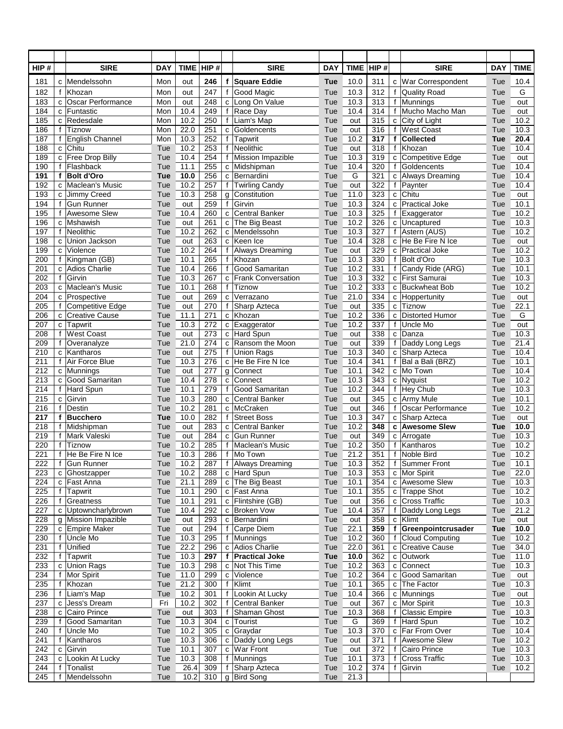| HIP # | | SIRE | DAY | TIME | HIP # | | SIRE | DAY | TIME | HIP # | | SIRE | DAY | TIME |
|---|---|---|---|---|---|---|---|---|---|---|---|---|---|---|
| 181 | c | Mendelssohn | Mon | out | **246** | **f** | **Square Eddie** | **Tue** | 10.0 | 311 | c | War Correspondent | Tue | 10.4 |
| 182 | f | Khozan | Mon | out | 247 | f | Good Magic | Tue | 10.3 | 312 | f | Quality Road | Tue | G |
| 183 | c | Oscar Performance | Mon | out | 248 | c | Long On Value | Tue | 10.3 | 313 | f | Munnings | Tue | out |
| 184 | c | Funtastic | Mon | 10.4 | 249 | f | Race Day | Tue | 10.4 | 314 | f | Mucho Macho Man | Tue | out |
| 185 | c | Redesdale | Mon | 10.2 | 250 | f | Liam's Map | Tue | out | 315 | c | City of Light | Tue | 10.2 |
| 186 | f | Tiznow | Mon | 22.0 | 251 | c | Goldencents | Tue | out | 316 | f | West Coast | Tue | 10.3 |
| 187 | f | English Channel | Mon | 10.3 | 252 | f | Tapwrit | Tue | 10.2 | **317** | **f** | **Collected** | **Tue** | **20.4** |
| 188 | c | Chitu | Tue | 10.2 | 253 | f | Neolithic | Tue | out | 318 | f | Khozan | Tue | 10.4 |
| 189 | c | Free Drop Billy | Tue | 10.4 | 254 | f | Mission Impazible | Tue | 10.3 | 319 | c | Competitive Edge | Tue | out |
| 190 | f | Flashback | Tue | 11.1 | 255 | c | Midshipman | Tue | 10.4 | 320 | f | Goldencents | Tue | 10.4 |
| **191** | **f** | **Bolt d'Oro** | **Tue** | **10.0** | 256 | c | Bernardini | Tue | G | 321 | c | Always Dreaming | Tue | 10.4 |
| 192 | c | Maclean's Music | Tue | 10.2 | 257 | f | Twirling Candy | Tue | out | 322 | f | Paynter | Tue | 10.4 |
| 193 | c | Jimmy Creed | Tue | 10.3 | 258 | g | Constitution | Tue | 11.0 | 323 | c | Chitu | Tue | out |
| 194 | f | Gun Runner | Tue | out | 259 | f | Girvin | Tue | 10.3 | 324 | c | Practical Joke | Tue | 10.1 |
| 195 | f | Awesome Slew | Tue | 10.4 | 260 | c | Central Banker | Tue | 10.3 | 325 | f | Exaggerator | Tue | 10.2 |
| 196 | c | Mshawish | Tue | out | 261 | c | The Big Beast | Tue | 10.2 | 326 | c | Uncaptured | Tue | 10.3 |
| 197 | f | Neolithic | Tue | 10.2 | 262 | c | Mendelssohn | Tue | 10.3 | 327 | f | Astern (AUS) | Tue | 10.2 |
| 198 | c | Union Jackson | Tue | out | 263 | c | Keen Ice | Tue | 10.4 | 328 | c | He Be Fire N Ice | Tue | out |
| 199 | c | Violence | Tue | 10.2 | 264 | f | Always Dreaming | Tue | out | 329 | c | Practical Joke | Tue | 10.2 |
| 200 | f | Kingman (GB) | Tue | 10.1 | 265 | f | Khozan | Tue | 10.3 | 330 | f | Bolt d'Oro | Tue | 10.3 |
| 201 | c | Adios Charlie | Tue | 10.4 | 266 | f | Good Samaritan | Tue | 10.2 | 331 | f | Candy Ride (ARG) | Tue | 10.1 |
| 202 | f | Girvin | Tue | 10.3 | 267 | c | Frank Conversation | Tue | 10.3 | 332 | c | First Samurai | Tue | 10.3 |
| 203 | c | Maclean's Music | Tue | 10.1 | 268 | f | Tiznow | Tue | 10.2 | 333 | c | Buckwheat Bob | Tue | 10.2 |
| 204 | c | Prospective | Tue | out | 269 | c | Verrazano | Tue | 21.0 | 334 | c | Hoppertunity | Tue | out |
| 205 | f | Competitive Edge | Tue | out | 270 | f | Sharp Azteca | Tue | out | 335 | c | Tiznow | Tue | 22.1 |
| 206 | c | Creative Cause | Tue | 11.1 | 271 | c | Khozan | Tue | 10.2 | 336 | c | Distorted Humor | Tue | G |
| 207 | c | Tapwrit | Tue | 10.3 | 272 | c | Exaggerator | Tue | 10.2 | 337 | f | Uncle Mo | Tue | out |
| 208 | f | West Coast | Tue | out | 273 | c | Hard Spun | Tue | out | 338 | c | Danza | Tue | 10.3 |
| 209 | f | Overanalyze | Tue | 21.0 | 274 | c | Ransom the Moon | Tue | out | 339 | f | Daddy Long Legs | Tue | 21.4 |
| 210 | c | Kantharos | Tue | out | 275 | f | Union Rags | Tue | 10.3 | 340 | c | Sharp Azteca | Tue | 10.4 |
| 211 | f | Air Force Blue | Tue | 10.3 | 276 | c | He Be Fire N Ice | Tue | 10.4 | 341 | f | Bal a Bali (BRZ) | Tue | 10.1 |
| 212 | c | Munnings | Tue | out | 277 | g | Connect | Tue | 10.1 | 342 | c | Mo Town | Tue | 10.4 |
| 213 | c | Good Samaritan | Tue | 10.4 | 278 | c | Connect | Tue | 10.3 | 343 | c | Nyquist | Tue | 10.2 |
| 214 | f | Hard Spun | Tue | 10.1 | 279 | f | Good Samaritan | Tue | 10.2 | 344 | f | Hey Chub | Tue | 10.3 |
| 215 | c | Girvin | Tue | 10.3 | 280 | c | Central Banker | Tue | out | 345 | c | Army Mule | Tue | 10.1 |
| 216 | f | Destin | Tue | 10.2 | 281 | c | McCraken | Tue | out | 346 | f | Oscar Performance | Tue | 10.2 |
| **217** | **f** | **Bucchero** | **Tue** | **10.0** | 282 | f | Street Boss | Tue | 10.3 | 347 | c | Sharp Azteca | Tue | out |
| 218 | f | Midshipman | Tue | out | 283 | c | Central Banker | Tue | 10.2 | **348** | **c** | **Awesome Slew** | **Tue** | **10.0** |
| 219 | f | Mark Valeski | Tue | out | 284 | c | Gun Runner | Tue | out | 349 | c | Arrogate | Tue | 10.3 |
| 220 | f | Tiznow | Tue | 10.2 | 285 | f | Maclean's Music | Tue | 10.2 | 350 | f | Kantharos | Tue | 10.2 |
| 221 | f | He Be Fire N Ice | Tue | 10.3 | 286 | f | Mo Town | Tue | 21.2 | 351 | f | Noble Bird | Tue | 10.2 |
| 222 | f | Gun Runner | Tue | 10.2 | 287 | f | Always Dreaming | Tue | 10.3 | 352 | f | Summer Front | Tue | 10.1 |
| 223 | c | Ghostzapper | Tue | 10.2 | 288 | c | Hard Spun | Tue | 10.3 | 353 | c | Mor Spirit | Tue | 22.0 |
| 224 | c | Fast Anna | Tue | 21.1 | 289 | c | The Big Beast | Tue | 10.1 | 354 | c | Awesome Slew | Tue | 10.3 |
| 225 | f | Tapwrit | Tue | 10.1 | 290 | c | Fast Anna | Tue | 10.1 | 355 | c | Trappe Shot | Tue | 10.2 |
| 226 | f | Greatness | Tue | 10.1 | 291 | c | Flintshire (GB) | Tue | out | 356 | c | Cross Traffic | Tue | 10.3 |
| 227 | c | Uptowncharlybrown | Tue | 10.4 | 292 | c | Broken Vow | Tue | 10.4 | 357 | f | Daddy Long Legs | Tue | 21.2 |
| 228 | g | Mission Impazible | Tue | out | 293 | c | Bernardini | Tue | out | 358 | c | Klimt | Tue | out |
| 229 | c | Empire Maker | Tue | out | 294 | f | Carpe Diem | Tue | 22.1 | **359** | **f** | **Greenpointcrusader** | **Tue** | **10.0** |
| 230 | f | Uncle Mo | Tue | 10.3 | 295 | f | Munnings | Tue | 10.2 | 360 | f | Cloud Computing | Tue | 10.2 |
| 231 | f | Unified | Tue | 22.2 | 296 | c | Adios Charlie | Tue | 22.0 | 361 | c | Creative Cause | Tue | 34.0 |
| 232 | f | Tapwrit | Tue | 10.3 | **297** | **f** | **Practical Joke** | **Tue** | **10.0** | 362 | c | Outwork | Tue | 11.0 |
| 233 | c | Union Rags | Tue | 10.3 | 298 | c | Not This Time | Tue | 10.2 | 363 | c | Connect | Tue | 10.3 |
| 234 | f | Mor Spirit | Tue | 11.0 | 299 | c | Violence | Tue | 10.2 | 364 | c | Good Samaritan | Tue | out |
| 235 | f | Khozan | Tue | 21.2 | 300 | f | Klimt | Tue | 10.1 | 365 | c | The Factor | Tue | 10.3 |
| 236 | f | Liam's Map | Tue | 10.2 | 301 | f | Lookin At Lucky | Tue | 10.4 | 366 | c | Munnings | Tue | out |
| 237 | c | Jess's Dream | Fri | 10.2 | 302 | f | Central Banker | Tue | out | 367 | c | Mor Spirit | Tue | 10.3 |
| 238 | c | Cairo Prince | Tue | out | 303 | f | Shaman Ghost | Tue | 10.3 | 368 | f | Classic Empire | Tue | 10.3 |
| 239 | f | Good Samaritan | Tue | 10.3 | 304 | c | Tourist | Tue | G | 369 | f | Hard Spun | Tue | 10.2 |
| 240 | f | Uncle Mo | Tue | 10.2 | 305 | c | Graydar | Tue | 10.3 | 370 | c | Far From Over | Tue | 10.4 |
| 241 | f | Kantharos | Tue | 10.3 | 306 | c | Daddy Long Legs | Tue | out | 371 | f | Awesome Slew | Tue | 10.2 |
| 242 | c | Girvin | Tue | 10.1 | 307 | c | War Front | Tue | out | 372 | f | Cairo Prince | Tue | 10.3 |
| 243 | c | Lookin At Lucky | Tue | 10.3 | 308 | f | Munnings | Tue | 10.1 | 373 | f | Cross Traffic | Tue | 10.3 |
| 244 | f | Tonalist | Tue | 26.4 | 309 | f | Sharp Azteca | Tue | 10.2 | 374 | f | Girvin | Tue | 10.2 |
| 245 | f | Mendelssohn | Tue | 10.2 | 310 | g | Bird Song | Tue | 21.3 | | | | | |